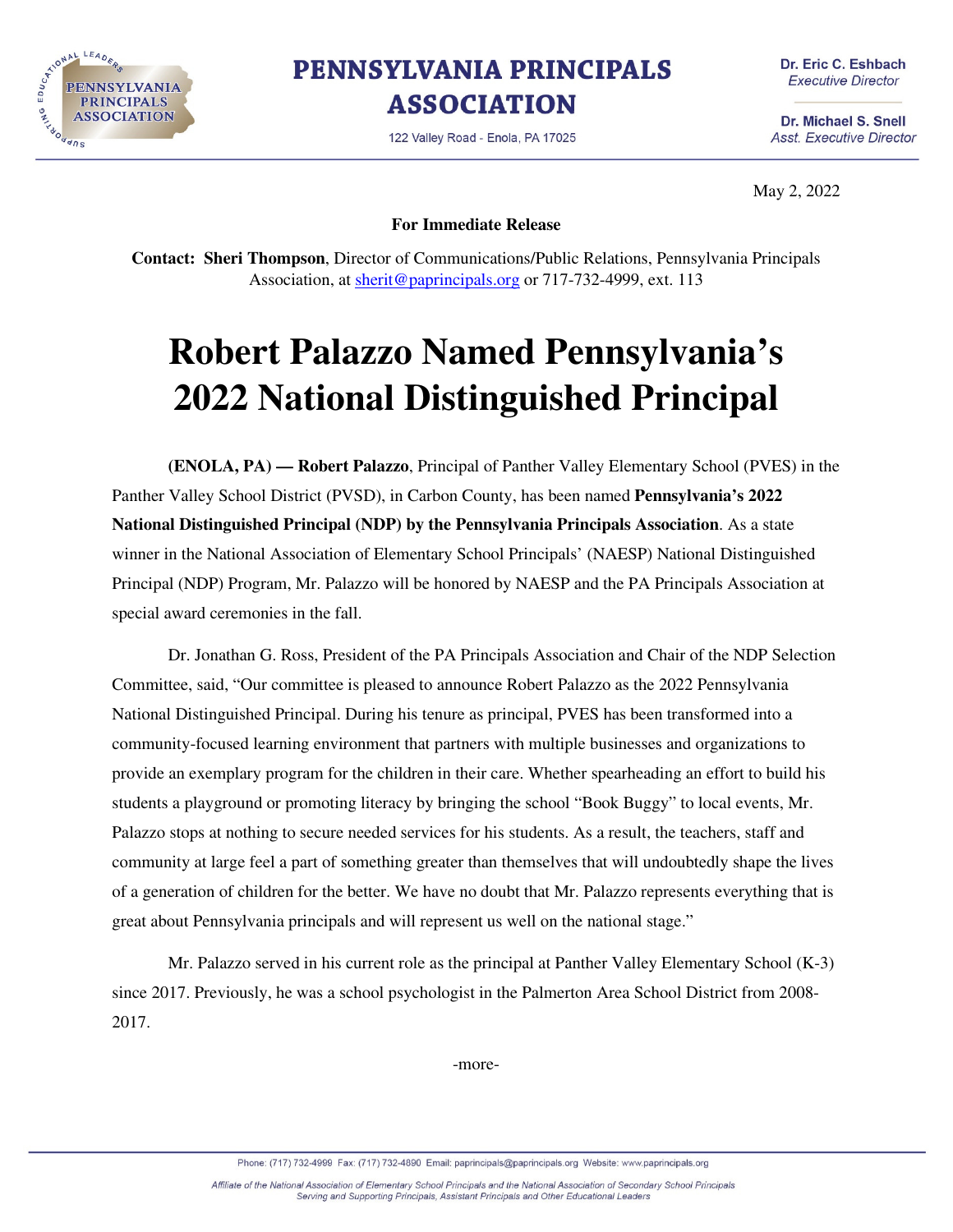# PENNSYLVANIA PRINCIPALS ASSOCIATION

122 Valley Road - Enola, PA 17025

Dr. Eric C. Eshbach
*Executive Director*

Dr. Michael S. Snell
*Asst. Executive Director*

May 2, 2022

**For Immediate Release**

**Contact: Sheri Thompson**, Director of Communications/Public Relations, Pennsylvania Principals Association, at sherit@paprincipals.org or 717-732-4999, ext. 113

# Robert Palazzo Named Pennsylvania's 2022 National Distinguished Principal

**(ENOLA, PA) — Robert Palazzo**, Principal of Panther Valley Elementary School (PVES) in the Panther Valley School District (PVSD), in Carbon County, has been named **Pennsylvania's 2022 National Distinguished Principal (NDP) by the Pennsylvania Principals Association**. As a state winner in the National Association of Elementary School Principals' (NAESP) National Distinguished Principal (NDP) Program, Mr. Palazzo will be honored by NAESP and the PA Principals Association at special award ceremonies in the fall.

Dr. Jonathan G. Ross, President of the PA Principals Association and Chair of the NDP Selection Committee, said, "Our committee is pleased to announce Robert Palazzo as the 2022 Pennsylvania National Distinguished Principal. During his tenure as principal, PVES has been transformed into a community-focused learning environment that partners with multiple businesses and organizations to provide an exemplary program for the children in their care. Whether spearheading an effort to build his students a playground or promoting literacy by bringing the school "Book Buggy" to local events, Mr. Palazzo stops at nothing to secure needed services for his students. As a result, the teachers, staff and community at large feel a part of something greater than themselves that will undoubtedly shape the lives of a generation of children for the better. We have no doubt that Mr. Palazzo represents everything that is great about Pennsylvania principals and will represent us well on the national stage."

Mr. Palazzo served in his current role as the principal at Panther Valley Elementary School (K-3) since 2017. Previously, he was a school psychologist in the Palmerton Area School District from 2008-2017.

-more-

Phone: (717) 732-4999 Fax: (717) 732-4890 Email: paprincipals@paprincipals.org Website: www.paprincipals.org

*Affiliate of the National Association of Elementary School Principals and the National Association of Secondary School Principals*
*Serving and Supporting Principals, Assistant Principals and Other Educational Leaders*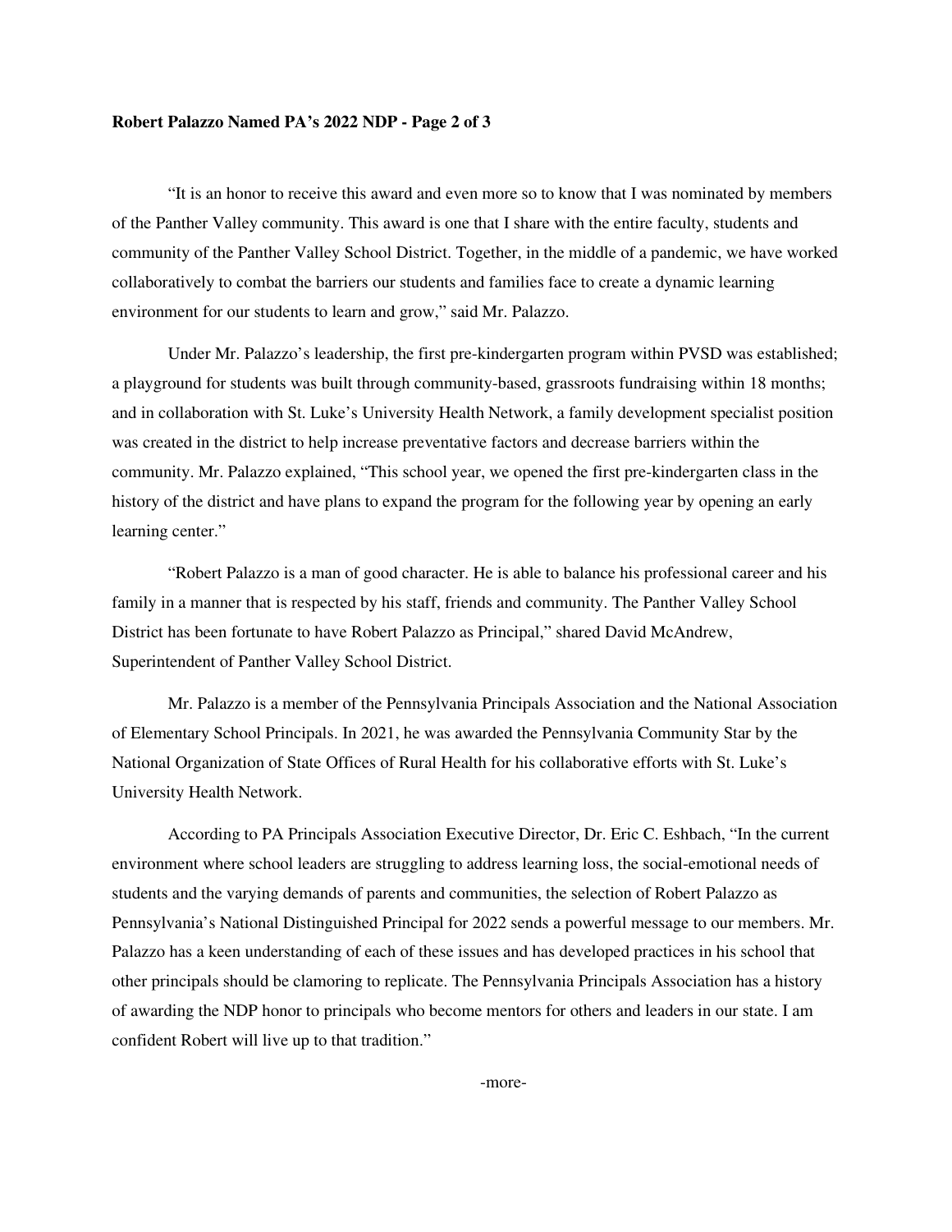“It is an honor to receive this award and even more so to know that I was nominated by members of the Panther Valley community. This award is one that I share with the entire faculty, students and community of the Panther Valley School District. Together, in the middle of a pandemic, we have worked collaboratively to combat the barriers our students and families face to create a dynamic learning environment for our students to learn and grow,” said Mr. Palazzo.

Under Mr. Palazzo’s leadership, the first pre-kindergarten program within PVSD was established; a playground for students was built through community-based, grassroots fundraising within 18 months; and in collaboration with St. Luke’s University Health Network, a family development specialist position was created in the district to help increase preventative factors and decrease barriers within the community. Mr. Palazzo explained, “This school year, we opened the first pre-kindergarten class in the history of the district and have plans to expand the program for the following year by opening an early learning center.”

“Robert Palazzo is a man of good character. He is able to balance his professional career and his family in a manner that is respected by his staff, friends and community. The Panther Valley School District has been fortunate to have Robert Palazzo as Principal,” shared David McAndrew, Superintendent of Panther Valley School District.

Mr. Palazzo is a member of the Pennsylvania Principals Association and the National Association of Elementary School Principals. In 2021, he was awarded the Pennsylvania Community Star by the National Organization of State Offices of Rural Health for his collaborative efforts with St. Luke’s University Health Network.

According to PA Principals Association Executive Director, Dr. Eric C. Eshbach, “In the current environment where school leaders are struggling to address learning loss, the social-emotional needs of students and the varying demands of parents and communities, the selection of Robert Palazzo as Pennsylvania’s National Distinguished Principal for 2022 sends a powerful message to our members. Mr. Palazzo has a keen understanding of each of these issues and has developed practices in his school that other principals should be clamoring to replicate. The Pennsylvania Principals Association has a history of awarding the NDP honor to principals who become mentors for others and leaders in our state. I am confident Robert will live up to that tradition.”

-more-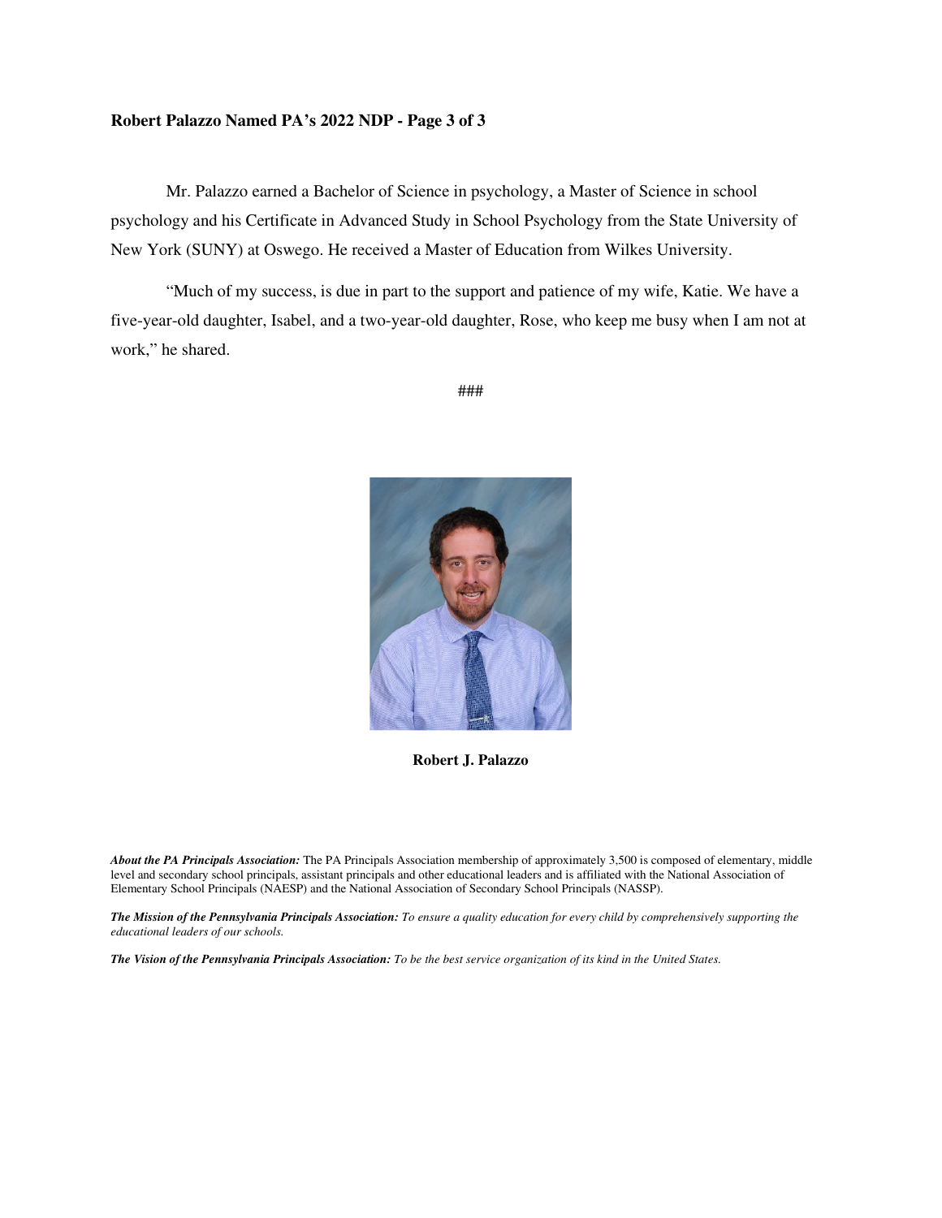Mr. Palazzo earned a Bachelor of Science in psychology, a Master of Science in school psychology and his Certificate in Advanced Study in School Psychology from the State University of New York (SUNY) at Oswego. He received a Master of Education from Wilkes University.

"Much of my success, is due in part to the support and patience of my wife, Katie. We have a five-year-old daughter, Isabel, and a two-year-old daughter, Rose, who keep me busy when I am not at work," he shared.

###

**Robert J. Palazzo**

***About the PA Principals Association:*** The PA Principals Association membership of approximately 3,500 is composed of elementary, middle level and secondary school principals, assistant principals and other educational leaders and is affiliated with the National Association of Elementary School Principals (NAESP) and the National Association of Secondary School Principals (NASSP).

***The Mission of the Pennsylvania Principals Association:*** *To ensure a quality education for every child by comprehensively supporting the educational leaders of our schools.*

***The Vision of the Pennsylvania Principals Association:*** *To be the best service organization of its kind in the United States.*